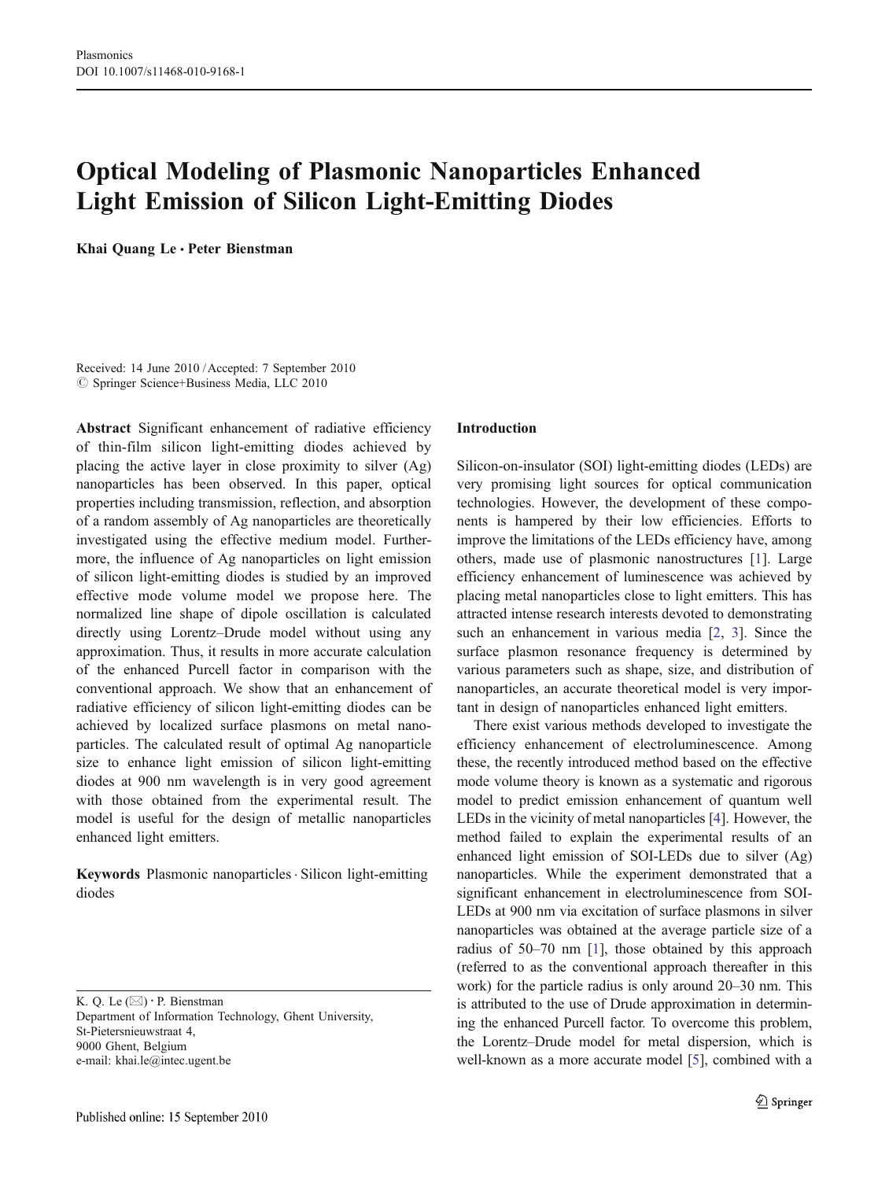# Optical Modeling of Plasmonic Nanoparticles Enhanced Light Emission of Silicon Light-Emitting Diodes

**Khai Quang Le · Peter Bienstman**

Received: 14 June 2010 / Accepted: 7 September 2010
© Springer Science+Business Media, LLC 2010

**Abstract** Significant enhancement of radiative efficiency of thin-film silicon light-emitting diodes achieved by placing the active layer in close proximity to silver (Ag) nanoparticles has been observed. In this paper, optical properties including transmission, reflection, and absorption of a random assembly of Ag nanoparticles are theoretically investigated using the effective medium model. Furthermore, the influence of Ag nanoparticles on light emission of silicon light-emitting diodes is studied by an improved effective mode volume model we propose here. The normalized line shape of dipole oscillation is calculated directly using Lorentz–Drude model without using any approximation. Thus, it results in more accurate calculation of the enhanced Purcell factor in comparison with the conventional approach. We show that an enhancement of radiative efficiency of silicon light-emitting diodes can be achieved by localized surface plasmons on metal nanoparticles. The calculated result of optimal Ag nanoparticle size to enhance light emission of silicon light-emitting diodes at 900 nm wavelength is in very good agreement with those obtained from the experimental result. The model is useful for the design of metallic nanoparticles enhanced light emitters.

**Keywords** Plasmonic nanoparticles · Silicon light-emitting diodes

K. Q. Le (✉) · P. Bienstman
Department of Information Technology, Ghent University,
St-Pietersnieuwstraat 4,
9000 Ghent, Belgium
e-mail: khai.le@intec.ugent.be

## Introduction

Silicon-on-insulator (SOI) light-emitting diodes (LEDs) are very promising light sources for optical communication technologies. However, the development of these components is hampered by their low efficiencies. Efforts to improve the limitations of the LEDs efficiency have, among others, made use of plasmonic nanostructures [1]. Large efficiency enhancement of luminescence was achieved by placing metal nanoparticles close to light emitters. This has attracted intense research interests devoted to demonstrating such an enhancement in various media [2, 3]. Since the surface plasmon resonance frequency is determined by various parameters such as shape, size, and distribution of nanoparticles, an accurate theoretical model is very important in design of nanoparticles enhanced light emitters.

There exist various methods developed to investigate the efficiency enhancement of electroluminescence. Among these, the recently introduced method based on the effective mode volume theory is known as a systematic and rigorous model to predict emission enhancement of quantum well LEDs in the vicinity of metal nanoparticles [4]. However, the method failed to explain the experimental results of an enhanced light emission of SOI-LEDs due to silver (Ag) nanoparticles. While the experiment demonstrated that a significant enhancement in electroluminescence from SOI-LEDs at 900 nm via excitation of surface plasmons in silver nanoparticles was obtained at the average particle size of a radius of 50–70 nm [1], those obtained by this approach (referred to as the conventional approach thereafter in this work) for the particle radius is only around 20–30 nm. This is attributed to the use of Drude approximation in determining the enhanced Purcell factor. To overcome this problem, the Lorentz–Drude model for metal dispersion, which is well-known as a more accurate model [5], combined with a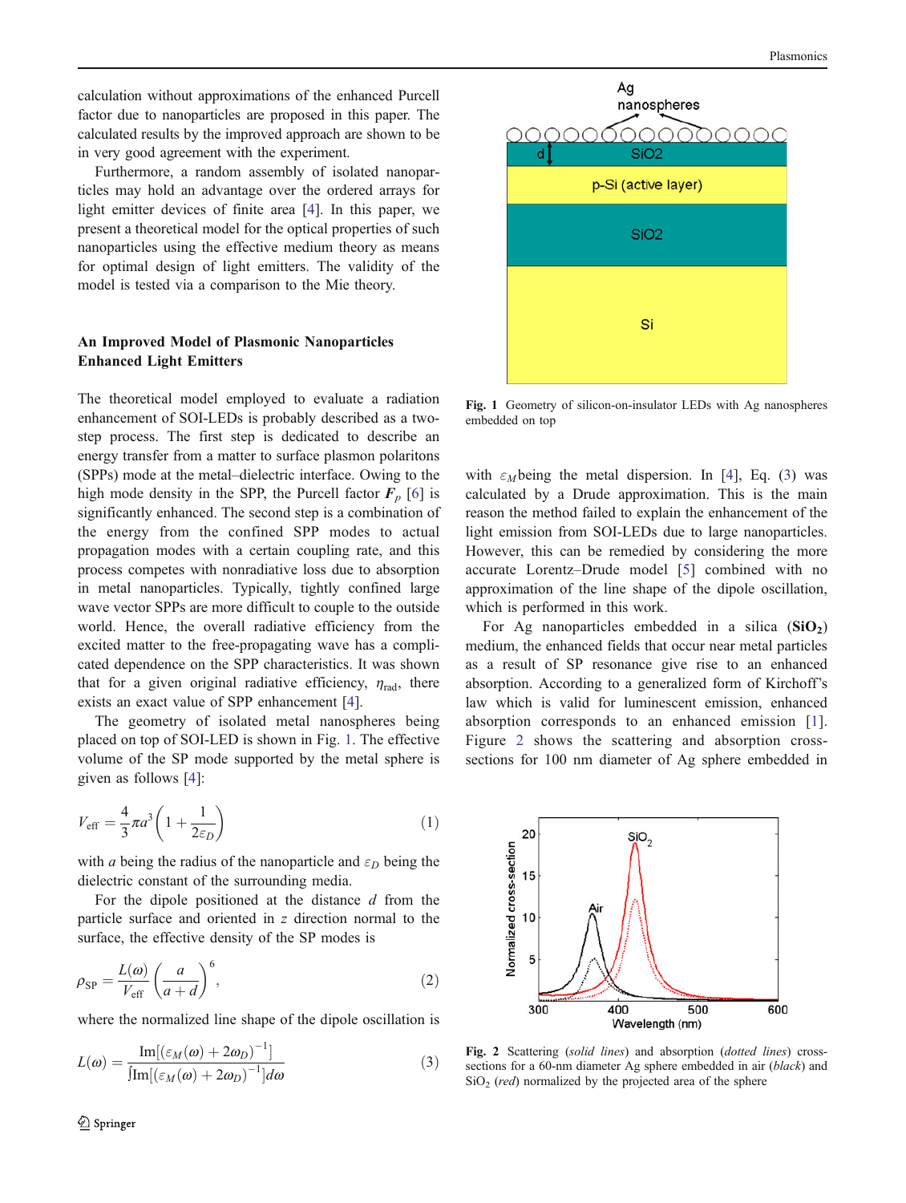calculation without approximations of the enhanced Purcell factor due to nanoparticles are proposed in this paper. The calculated results by the improved approach are shown to be in very good agreement with the experiment.

Furthermore, a random assembly of isolated nanoparticles may hold an advantage over the ordered arrays for light emitter devices of finite area [4]. In this paper, we present a theoretical model for the optical properties of such nanoparticles using the effective medium theory as means for optimal design of light emitters. The validity of the model is tested via a comparison to the Mie theory.

## An Improved Model of Plasmonic Nanoparticles Enhanced Light Emitters

The theoretical model employed to evaluate a radiation enhancement of SOI-LEDs is probably described as a two-step process. The first step is dedicated to describe an energy transfer from a matter to surface plasmon polaritons (SPPs) mode at the metal–dielectric interface. Owing to the high mode density in the SPP, the Purcell factor $\boldsymbol{F}_p$ [6] is significantly enhanced. The second step is a combination of the energy from the confined SPP modes to actual propagation modes with a certain coupling rate, and this process competes with nonradiative loss due to absorption in metal nanoparticles. Typically, tightly confined large wave vector SPPs are more difficult to couple to the outside world. Hence, the overall radiative efficiency from the excited matter to the free-propagating wave has a complicated dependence on the SPP characteristics. It was shown that for a given original radiative efficiency, $\eta_{\mathrm{rad}}$, there exists an exact value of SPP enhancement [4].

The geometry of isolated metal nanospheres being placed on top of SOI-LED is shown in Fig. 1. The effective volume of the SP mode supported by the metal sphere is given as follows [4]:

$$V_{\mathrm{eff}} = \frac{4}{3}\pi a^3\left(1 + \frac{1}{2\varepsilon_D}\right) \tag{1}$$

with $a$ being the radius of the nanoparticle and $\varepsilon_D$ being the dielectric constant of the surrounding media.

For the dipole positioned at the distance $d$ from the particle surface and oriented in $z$ direction normal to the surface, the effective density of the SP modes is

$$\rho_{\mathrm{SP}} = \frac{L(\omega)}{V_{\mathrm{eff}}}\left(\frac{a}{a+d}\right)^6, \tag{2}$$

where the normalized line shape of the dipole oscillation is

$$L(\omega) = \frac{\mathrm{Im}\left[(\varepsilon_M(\omega) + 2\omega_D)^{-1}\right]}{\int \mathrm{Im}\left[(\varepsilon_M(\omega) + 2\omega_D)^{-1}\right]d\omega} \tag{3}$$

Fig. 1 Geometry of silicon-on-insulator LEDs with Ag nanospheres embedded on top

with $\varepsilon_M$ being the metal dispersion. In [4], Eq. (3) was calculated by a Drude approximation. This is the main reason the method failed to explain the enhancement of the light emission from SOI-LEDs due to large nanoparticles. However, this can be remedied by considering the more accurate Lorentz–Drude model [5] combined with no approximation of the line shape of the dipole oscillation, which is performed in this work.

For Ag nanoparticles embedded in a silica (**$SiO_2$**) medium, the enhanced fields that occur near metal particles as a result of SP resonance give rise to an enhanced absorption. According to a generalized form of Kirchoff's law which is valid for luminescent emission, enhanced absorption corresponds to an enhanced emission [1]. Figure 2 shows the scattering and absorption cross-sections for 100 nm diameter of Ag sphere embedded in

Fig. 2 Scattering (*solid lines*) and absorption (*dotted lines*) cross-sections for a 60-nm diameter Ag sphere embedded in air (*black*) and $SiO_2$ (*red*) normalized by the projected area of the sphere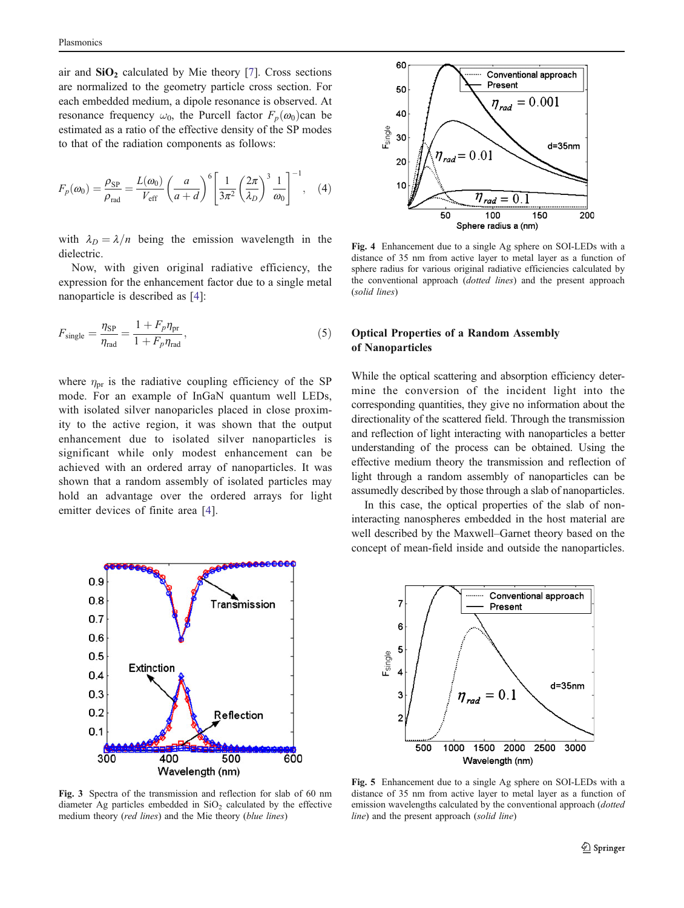air and $SiO_2$ calculated by Mie theory [7]. Cross sections are normalized to the geometry particle cross section. For each embedded medium, a dipole resonance is observed. At resonance frequency $\omega_0$, the Purcell factor $F_p(\omega_0)$can be estimated as a ratio of the effective density of the SP modes to that of the radiation components as follows:

$$F_p(\omega_0) = \frac{\rho_{SP}}{\rho_{rad}} = \frac{L(\omega_0)}{V_{eff}}\left(\frac{a}{a+d}\right)^6\left[\frac{1}{3\pi^2}\left(\frac{2\pi}{\lambda_D}\right)^3\frac{1}{\omega_0}\right]^{-1}, \quad (4)$$

with $\lambda_D = \lambda/n$ being the emission wavelength in the dielectric.

Now, with given original radiative efficiency, the expression for the enhancement factor due to a single metal nanoparticle is described as [4]:

$$F_{single} = \frac{\eta_{SP}}{\eta_{rad}} = \frac{1 + F_p\eta_{pr}}{1 + F_p\eta_{rad}}, \quad (5)$$

where $\eta_{pr}$ is the radiative coupling efficiency of the SP mode. For an example of InGaN quantum well LEDs, with isolated silver nanoparticles placed in close proximity to the active region, it was shown that the output enhancement due to isolated silver nanoparticles is significant while only modest enhancement can be achieved with an ordered array of nanoparticles. It was shown that a random assembly of isolated particles may hold an advantage over the ordered arrays for light emitter devices of finite area [4].

**Fig. 3** Spectra of the transmission and reflection for slab of 60 nm diameter Ag particles embedded in $SiO_2$ calculated by the effective medium theory (*red lines*) and the Mie theory (*blue lines*)

**Fig. 4** Enhancement due to a single Ag sphere on SOI-LEDs with a distance of 35 nm from active layer to metal layer as a function of sphere radius for various original radiative efficiencies calculated by the conventional approach (*dotted lines*) and the present approach (*solid lines*)

## Optical Properties of a Random Assembly of Nanoparticles

While the optical scattering and absorption efficiency determine the conversion of the incident light into the corresponding quantities, they give no information about the directionality of the scattered field. Through the transmission and reflection of light interacting with nanoparticles a better understanding of the process can be obtained. Using the effective medium theory the transmission and reflection of light through a random assembly of nanoparticles can be assumedly described by those through a slab of nanoparticles.

In this case, the optical properties of the slab of non-interacting nanospheres embedded in the host material are well described by the Maxwell–Garnet theory based on the concept of mean-field inside and outside the nanoparticles.

**Fig. 5** Enhancement due to a single Ag sphere on SOI-LEDs with a distance of 35 nm from active layer to metal layer as a function of emission wavelengths calculated by the conventional approach (*dotted line*) and the present approach (*solid line*)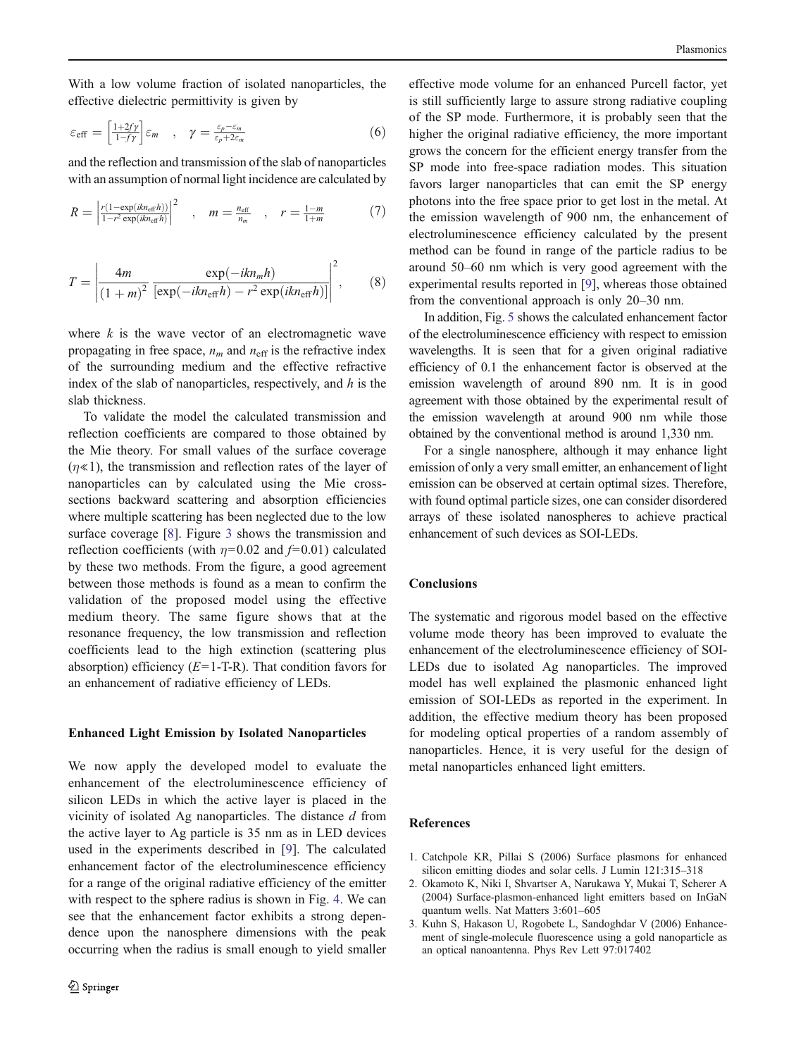With a low volume fraction of isolated nanoparticles, the effective dielectric permittivity is given by

$$\varepsilon_{\text{eff}} = \left[\frac{1+2f\gamma}{1-f\gamma}\right]\varepsilon_m \quad , \quad \gamma = \frac{\varepsilon_p - \varepsilon_m}{\varepsilon_p + 2\varepsilon_m} \tag{6}$$

and the reflection and transmission of the slab of nanoparticles with an assumption of normal light incidence are calculated by

$$R = \left|\frac{r(1-\exp(ikn_{\text{eff}}h))}{1-r^2\exp(ikn_{\text{eff}}h)}\right|^2 \quad , \quad m = \frac{n_{\text{eff}}}{n_m} \quad , \quad r = \frac{1-m}{1+m} \tag{7}$$

$$T = \left|\frac{4m}{(1+m)^2}\,\frac{\exp(-ikn_m h)}{[\exp(-ikn_{\text{eff}}h) - r^2\exp(ikn_{\text{eff}}h)]}\right|^2, \tag{8}$$

where $k$ is the wave vector of an electromagnetic wave propagating in free space, $n_m$ and $n_{\text{eff}}$ is the refractive index of the surrounding medium and the effective refractive index of the slab of nanoparticles, respectively, and $h$ is the slab thickness.

To validate the model the calculated transmission and reflection coefficients are compared to those obtained by the Mie theory. For small values of the surface coverage ($\eta \ll 1$), the transmission and reflection rates of the layer of nanoparticles can by calculated using the Mie cross-sections backward scattering and absorption efficiencies where multiple scattering has been neglected due to the low surface coverage [8]. Figure 3 shows the transmission and reflection coefficients (with $\eta$=0.02 and $f$=0.01) calculated by these two methods. From the figure, a good agreement between those methods is found as a mean to confirm the validation of the proposed model using the effective medium theory. The same figure shows that at the resonance frequency, the low transmission and reflection coefficients lead to the high extinction (scattering plus absorption) efficiency ($E$=1-T-R). That condition favors for an enhancement of radiative efficiency of LEDs.

## Enhanced Light Emission by Isolated Nanoparticles

We now apply the developed model to evaluate the enhancement of the electroluminescence efficiency of silicon LEDs in which the active layer is placed in the vicinity of isolated Ag nanoparticles. The distance $d$ from the active layer to Ag particle is 35 nm as in LED devices used in the experiments described in [9]. The calculated enhancement factor of the electroluminescence efficiency for a range of the original radiative efficiency of the emitter with respect to the sphere radius is shown in Fig. 4. We can see that the enhancement factor exhibits a strong dependence upon the nanosphere dimensions with the peak occurring when the radius is small enough to yield smaller effective mode volume for an enhanced Purcell factor, yet is still sufficiently large to assure strong radiative coupling of the SP mode. Furthermore, it is probably seen that the higher the original radiative efficiency, the more important grows the concern for the efficient energy transfer from the SP mode into free-space radiation modes. This situation favors larger nanoparticles that can emit the SP energy photons into the free space prior to get lost in the metal. At the emission wavelength of 900 nm, the enhancement of electroluminescence efficiency calculated by the present method can be found in range of the particle radius to be around 50–60 nm which is very good agreement with the experimental results reported in [9], whereas those obtained from the conventional approach is only 20–30 nm.

In addition, Fig. 5 shows the calculated enhancement factor of the electroluminescence efficiency with respect to emission wavelengths. It is seen that for a given original radiative efficiency of 0.1 the enhancement factor is observed at the emission wavelength of around 890 nm. It is in good agreement with those obtained by the experimental result of the emission wavelength at around 900 nm while those obtained by the conventional method is around 1,330 nm.

For a single nanosphere, although it may enhance light emission of only a very small emitter, an enhancement of light emission can be observed at certain optimal sizes. Therefore, with found optimal particle sizes, one can consider disordered arrays of these isolated nanospheres to achieve practical enhancement of such devices as SOI-LEDs.

## Conclusions

The systematic and rigorous model based on the effective volume mode theory has been improved to evaluate the enhancement of the electroluminescence efficiency of SOI-LEDs due to isolated Ag nanoparticles. The improved model has well explained the plasmonic enhanced light emission of SOI-LEDs as reported in the experiment. In addition, the effective medium theory has been proposed for modeling optical properties of a random assembly of nanoparticles. Hence, it is very useful for the design of metal nanoparticles enhanced light emitters.

## References

1. Catchpole KR, Pillai S (2006) Surface plasmons for enhanced silicon emitting diodes and solar cells. J Lumin 121:315–318
2. Okamoto K, Niki I, Shvartser A, Narukawa Y, Mukai T, Scherer A (2004) Surface-plasmon-enhanced light emitters based on InGaN quantum wells. Nat Matters 3:601–605
3. Kuhn S, Hakason U, Rogobete L, Sandoghdar V (2006) Enhancement of single-molecule fluorescence using a gold nanoparticle as an optical nanoantenna. Phys Rev Lett 97:017402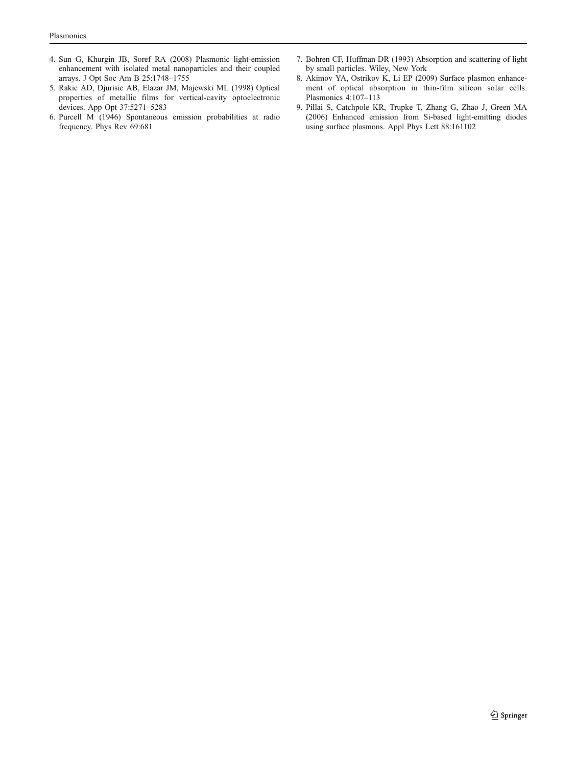4. Sun G, Khurgin JB, Soref RA (2008) Plasmonic light-emission enhancement with isolated metal nanoparticles and their coupled arrays. J Opt Soc Am B 25:1748–1755
5. Rakic AD, Djurisic AB, Elazar JM, Majewski ML (1998) Optical properties of metallic films for vertical-cavity optoelectronic devices. App Opt 37:5271–5283
6. Purcell M (1946) Spontaneous emission probabilities at radio frequency. Phys Rev 69:681
7. Bohren CF, Huffman DR (1993) Absorption and scattering of light by small particles. Wiley, New York
8. Akimov YA, Ostrikov K, Li EP (2009) Surface plasmon enhancement of optical absorption in thin-film silicon solar cells. Plasmonics 4:107–113
9. Pillai S, Catchpole KR, Trupke T, Zhang G, Zhao J, Green MA (2006) Enhanced emission from Si-based light-emitting diodes using surface plasmons. Appl Phys Lett 88:161102